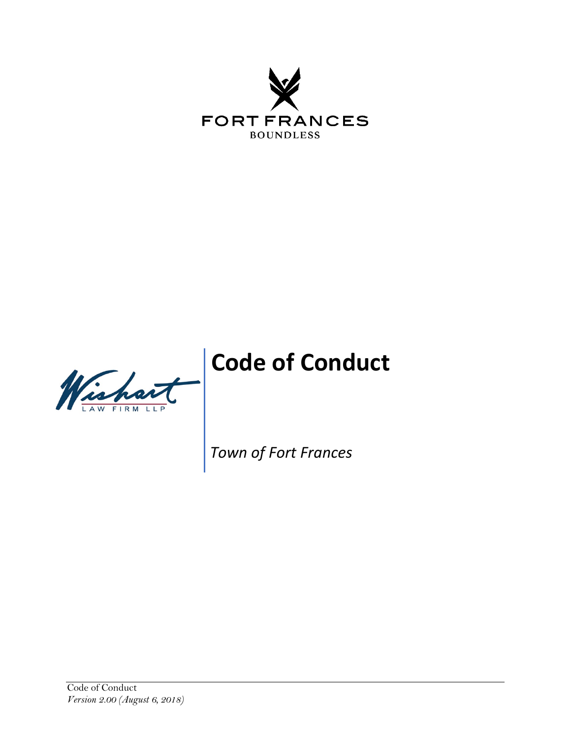FORT FRANCES

BOUNDLESS

Wishart

LAW FIRM LLP

# Code of Conduct

*Town of Fort Frances*

Code of Conduct
*Version 2.00 (August 6, 2018)*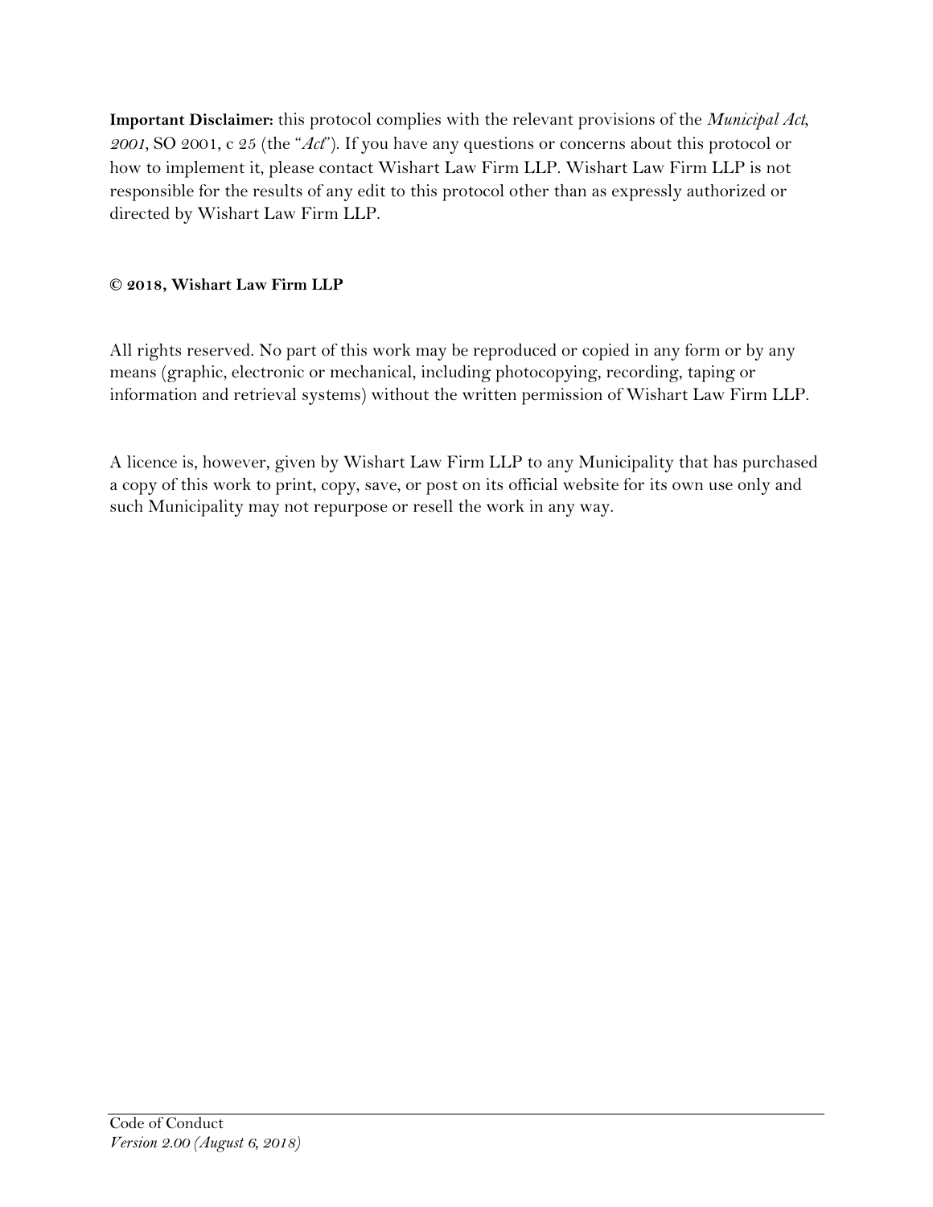**Important Disclaimer:** this protocol complies with the relevant provisions of the *Municipal Act, 2001*, SO 2001, c 25 (the "*Act*"). If you have any questions or concerns about this protocol or how to implement it, please contact Wishart Law Firm LLP. Wishart Law Firm LLP is not responsible for the results of any edit to this protocol other than as expressly authorized or directed by Wishart Law Firm LLP.

**© 2018, Wishart Law Firm LLP**

All rights reserved. No part of this work may be reproduced or copied in any form or by any means (graphic, electronic or mechanical, including photocopying, recording, taping or information and retrieval systems) without the written permission of Wishart Law Firm LLP.

A licence is, however, given by Wishart Law Firm LLP to any Municipality that has purchased a copy of this work to print, copy, save, or post on its official website for its own use only and such Municipality may not repurpose or resell the work in any way.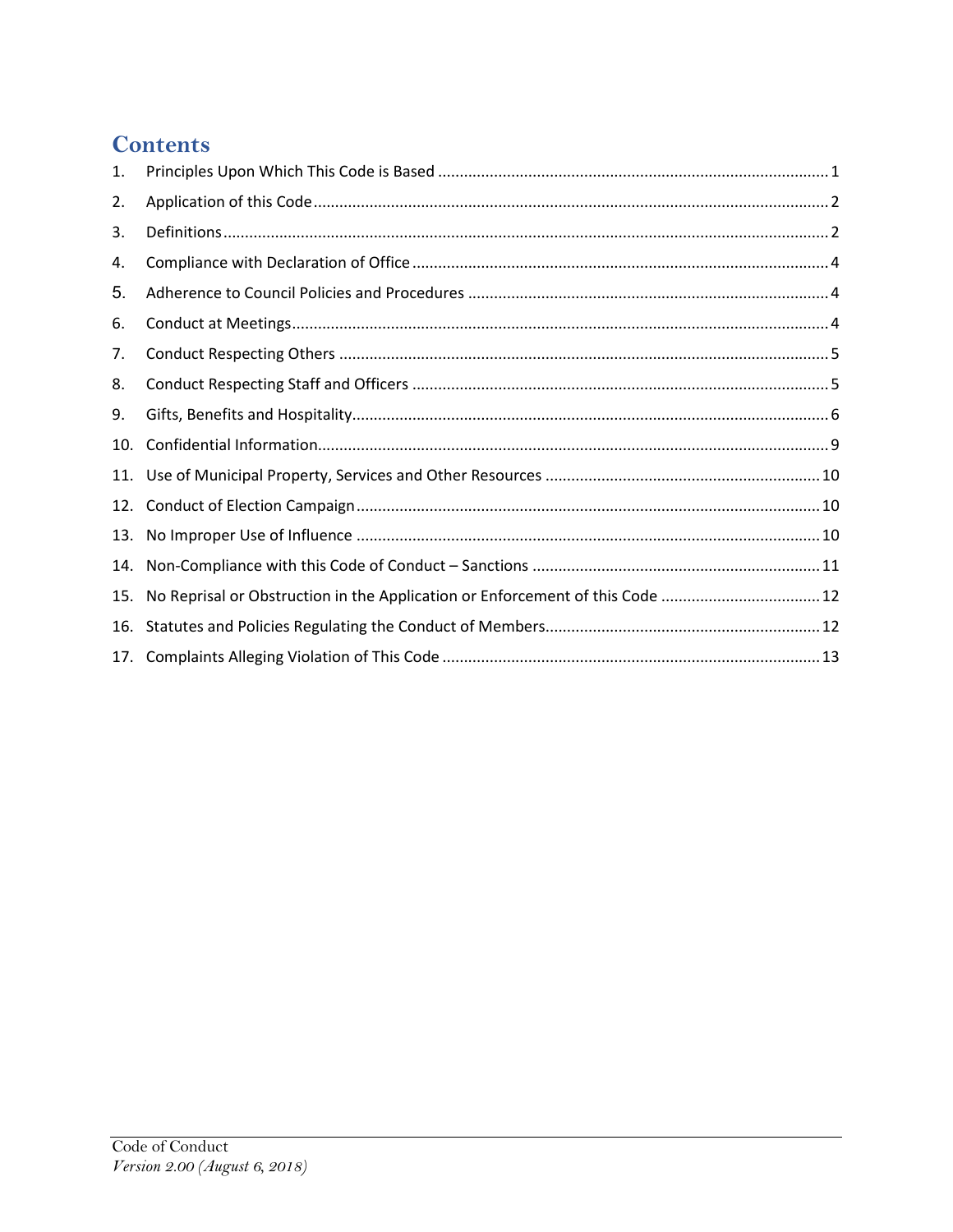# Contents

1. Principles Upon Which This Code is Based ........ 1
2. Application of this Code ........ 2
3. Definitions ........ 2
4. Compliance with Declaration of Office ........ 4
5. Adherence to Council Policies and Procedures ........ 4
6. Conduct at Meetings ........ 4
7. Conduct Respecting Others ........ 5
8. Conduct Respecting Staff and Officers ........ 5
9. Gifts, Benefits and Hospitality ........ 6
10. Confidential Information ........ 9
11. Use of Municipal Property, Services and Other Resources ........ 10
12. Conduct of Election Campaign ........ 10
13. No Improper Use of Influence ........ 10
14. Non-Compliance with this Code of Conduct – Sanctions ........ 11
15. No Reprisal or Obstruction in the Application or Enforcement of this Code ........ 12
16. Statutes and Policies Regulating the Conduct of Members ........ 12
17. Complaints Alleging Violation of This Code ........ 13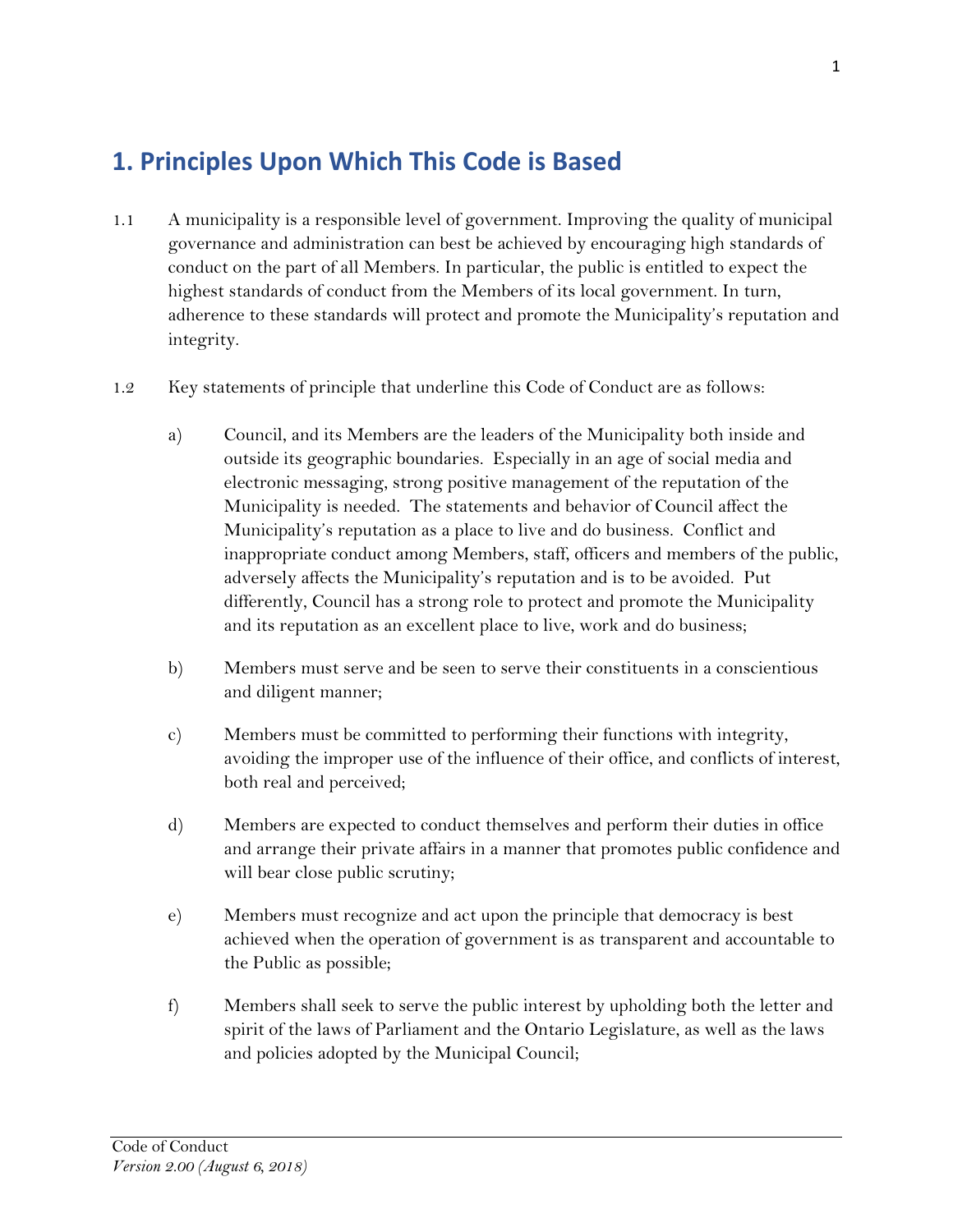## 1. Principles Upon Which This Code is Based

1.1 A municipality is a responsible level of government. Improving the quality of municipal governance and administration can best be achieved by encouraging high standards of conduct on the part of all Members. In particular, the public is entitled to expect the highest standards of conduct from the Members of its local government. In turn, adherence to these standards will protect and promote the Municipality's reputation and integrity.

1.2 Key statements of principle that underline this Code of Conduct are as follows:

a) Council, and its Members are the leaders of the Municipality both inside and outside its geographic boundaries. Especially in an age of social media and electronic messaging, strong positive management of the reputation of the Municipality is needed. The statements and behavior of Council affect the Municipality's reputation as a place to live and do business. Conflict and inappropriate conduct among Members, staff, officers and members of the public, adversely affects the Municipality's reputation and is to be avoided. Put differently, Council has a strong role to protect and promote the Municipality and its reputation as an excellent place to live, work and do business;

b) Members must serve and be seen to serve their constituents in a conscientious and diligent manner;

c) Members must be committed to performing their functions with integrity, avoiding the improper use of the influence of their office, and conflicts of interest, both real and perceived;

d) Members are expected to conduct themselves and perform their duties in office and arrange their private affairs in a manner that promotes public confidence and will bear close public scrutiny;

e) Members must recognize and act upon the principle that democracy is best achieved when the operation of government is as transparent and accountable to the Public as possible;

f) Members shall seek to serve the public interest by upholding both the letter and spirit of the laws of Parliament and the Ontario Legislature, as well as the laws and policies adopted by the Municipal Council;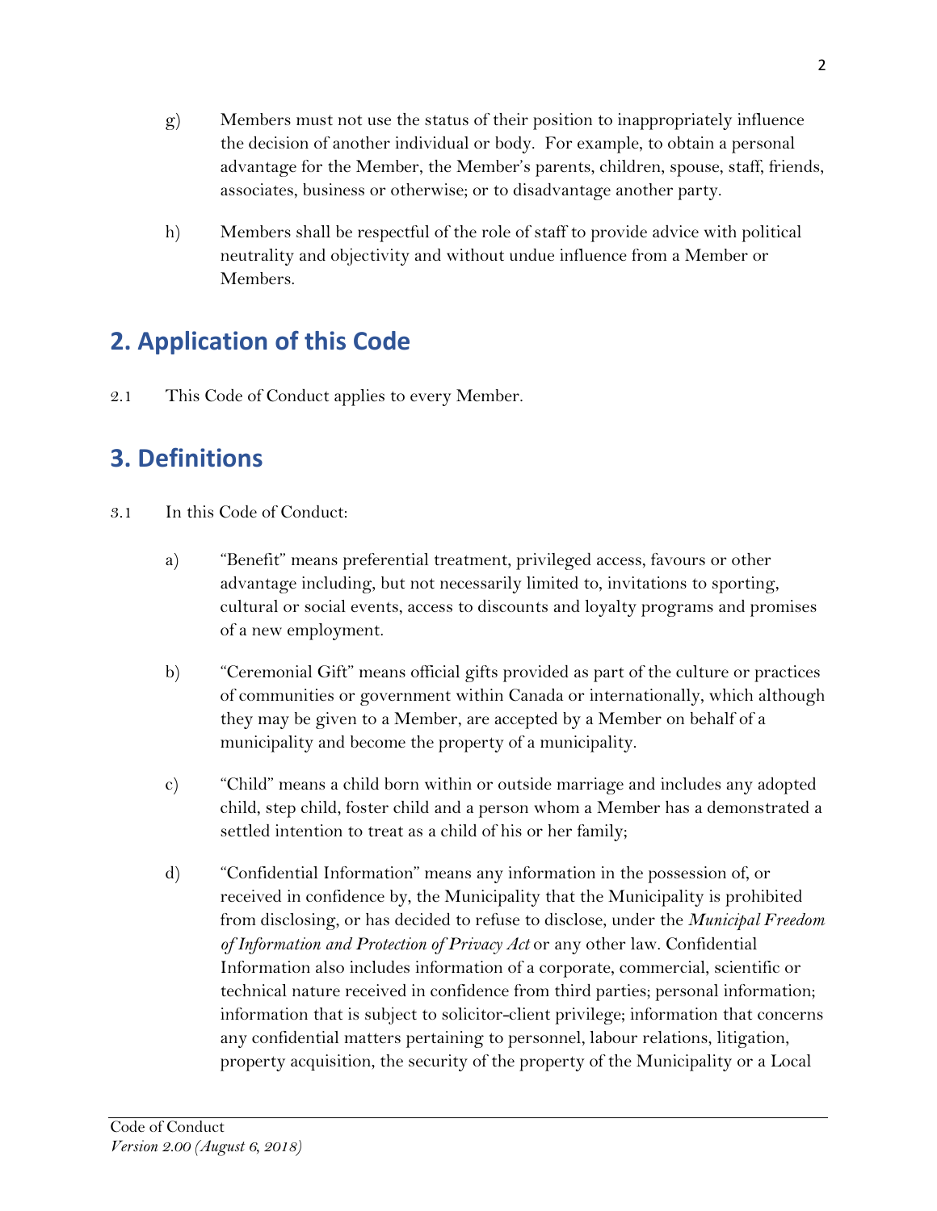g) Members must not use the status of their position to inappropriately influence the decision of another individual or body. For example, to obtain a personal advantage for the Member, the Member's parents, children, spouse, staff, friends, associates, business or otherwise; or to disadvantage another party.

h) Members shall be respectful of the role of staff to provide advice with political neutrality and objectivity and without undue influence from a Member or Members.

## 2. Application of this Code

2.1 This Code of Conduct applies to every Member.

## 3. Definitions

3.1 In this Code of Conduct:

a) "Benefit" means preferential treatment, privileged access, favours or other advantage including, but not necessarily limited to, invitations to sporting, cultural or social events, access to discounts and loyalty programs and promises of a new employment.

b) "Ceremonial Gift" means official gifts provided as part of the culture or practices of communities or government within Canada or internationally, which although they may be given to a Member, are accepted by a Member on behalf of a municipality and become the property of a municipality.

c) "Child" means a child born within or outside marriage and includes any adopted child, step child, foster child and a person whom a Member has a demonstrated a settled intention to treat as a child of his or her family;

d) "Confidential Information" means any information in the possession of, or received in confidence by, the Municipality that the Municipality is prohibited from disclosing, or has decided to refuse to disclose, under the *Municipal Freedom of Information and Protection of Privacy Act* or any other law. Confidential Information also includes information of a corporate, commercial, scientific or technical nature received in confidence from third parties; personal information; information that is subject to solicitor-client privilege; information that concerns any confidential matters pertaining to personnel, labour relations, litigation, property acquisition, the security of the property of the Municipality or a Local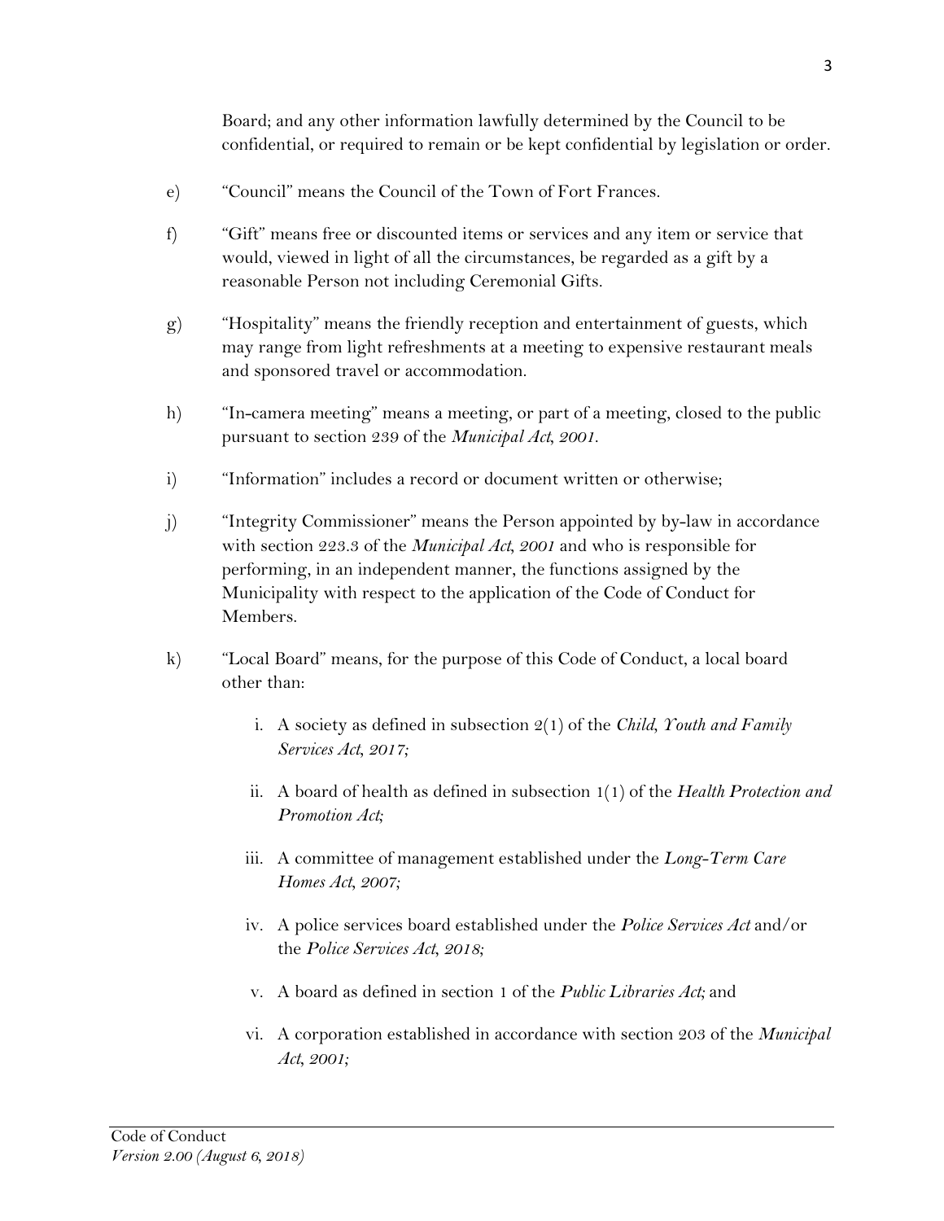Board; and any other information lawfully determined by the Council to be confidential, or required to remain or be kept confidential by legislation or order.

e) "Council" means the Council of the Town of Fort Frances.

f) "Gift" means free or discounted items or services and any item or service that would, viewed in light of all the circumstances, be regarded as a gift by a reasonable Person not including Ceremonial Gifts.

g) "Hospitality" means the friendly reception and entertainment of guests, which may range from light refreshments at a meeting to expensive restaurant meals and sponsored travel or accommodation.

h) "In-camera meeting" means a meeting, or part of a meeting, closed to the public pursuant to section 239 of the *Municipal Act, 2001.*

i) "Information" includes a record or document written or otherwise;

j) "Integrity Commissioner" means the Person appointed by by-law in accordance with section 223.3 of the *Municipal Act, 2001* and who is responsible for performing, in an independent manner, the functions assigned by the Municipality with respect to the application of the Code of Conduct for Members.

k) "Local Board" means, for the purpose of this Code of Conduct, a local board other than:

   i. A society as defined in subsection 2(1) of the *Child, Youth and Family Services Act, 2017;*

   ii. A board of health as defined in subsection 1(1) of the *Health Protection and Promotion Act;*

   iii. A committee of management established under the *Long-Term Care Homes Act, 2007;*

   iv. A police services board established under the *Police Services Act* and/or the *Police Services Act, 2018;*

   v. A board as defined in section 1 of the *Public Libraries Act;* and

   vi. A corporation established in accordance with section 203 of the *Municipal Act, 2001;*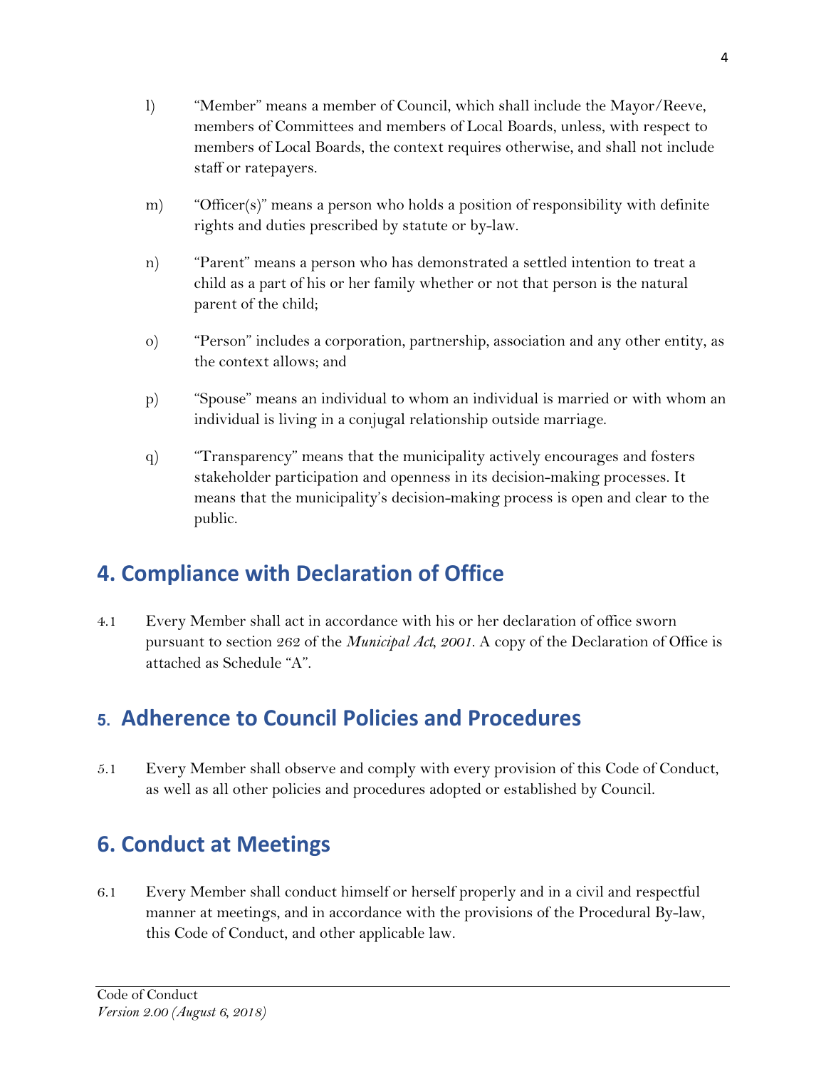l) "Member" means a member of Council, which shall include the Mayor/Reeve, members of Committees and members of Local Boards, unless, with respect to members of Local Boards, the context requires otherwise, and shall not include staff or ratepayers.

m) "Officer(s)" means a person who holds a position of responsibility with definite rights and duties prescribed by statute or by-law.

n) "Parent" means a person who has demonstrated a settled intention to treat a child as a part of his or her family whether or not that person is the natural parent of the child;

o) "Person" includes a corporation, partnership, association and any other entity, as the context allows; and

p) "Spouse" means an individual to whom an individual is married or with whom an individual is living in a conjugal relationship outside marriage.

q) "Transparency" means that the municipality actively encourages and fosters stakeholder participation and openness in its decision-making processes. It means that the municipality's decision-making process is open and clear to the public.

## 4. Compliance with Declaration of Office

4.1 Every Member shall act in accordance with his or her declaration of office sworn pursuant to section 262 of the *Municipal Act, 2001*. A copy of the Declaration of Office is attached as Schedule "A".

## 5. Adherence to Council Policies and Procedures

5.1 Every Member shall observe and comply with every provision of this Code of Conduct, as well as all other policies and procedures adopted or established by Council.

## 6. Conduct at Meetings

6.1 Every Member shall conduct himself or herself properly and in a civil and respectful manner at meetings, and in accordance with the provisions of the Procedural By-law, this Code of Conduct, and other applicable law.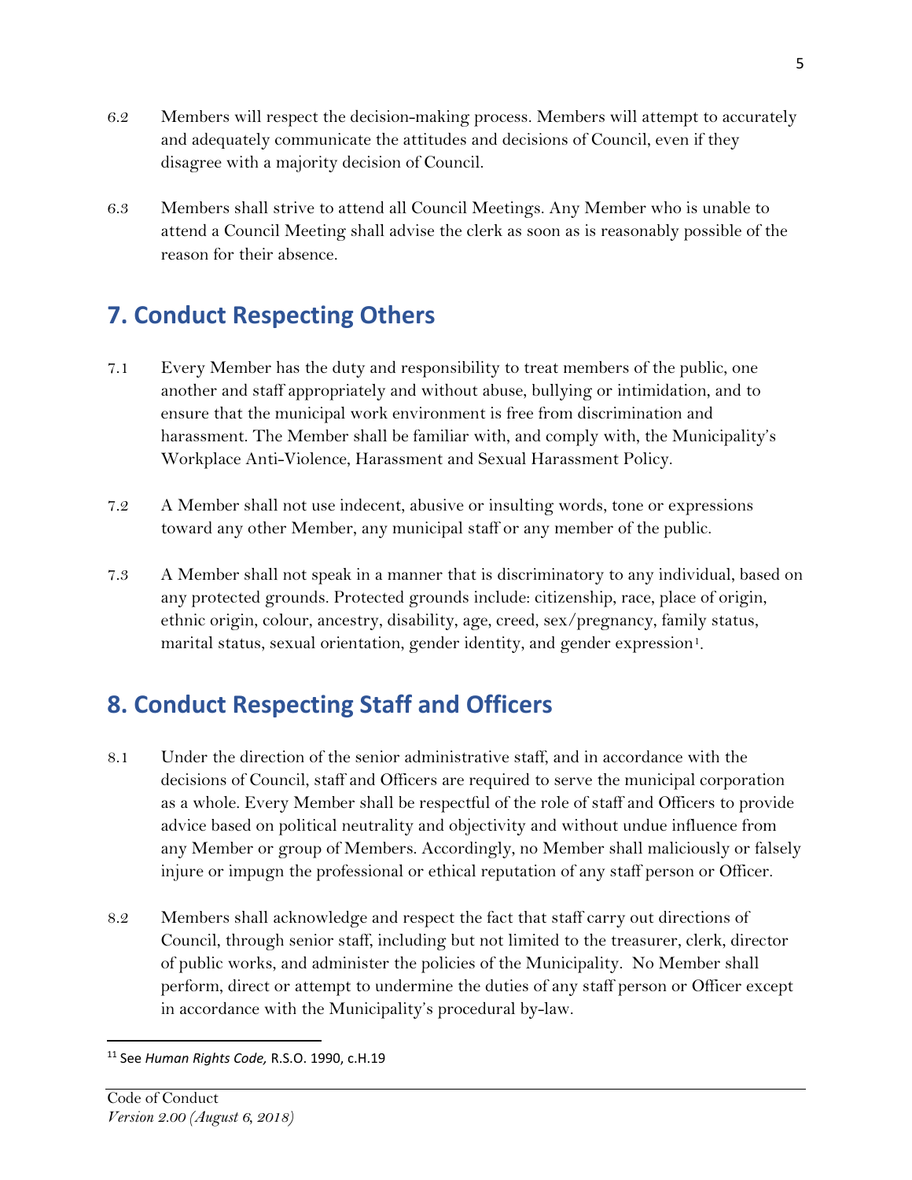6.2 Members will respect the decision-making process. Members will attempt to accurately and adequately communicate the attitudes and decisions of Council, even if they disagree with a majority decision of Council.

6.3 Members shall strive to attend all Council Meetings. Any Member who is unable to attend a Council Meeting shall advise the clerk as soon as is reasonably possible of the reason for their absence.

## 7. Conduct Respecting Others

7.1 Every Member has the duty and responsibility to treat members of the public, one another and staff appropriately and without abuse, bullying or intimidation, and to ensure that the municipal work environment is free from discrimination and harassment. The Member shall be familiar with, and comply with, the Municipality's Workplace Anti-Violence, Harassment and Sexual Harassment Policy.

7.2 A Member shall not use indecent, abusive or insulting words, tone or expressions toward any other Member, any municipal staff or any member of the public.

7.3 A Member shall not speak in a manner that is discriminatory to any individual, based on any protected grounds. Protected grounds include: citizenship, race, place of origin, ethnic origin, colour, ancestry, disability, age, creed, sex/pregnancy, family status, marital status, sexual orientation, gender identity, and gender expression[1].

## 8. Conduct Respecting Staff and Officers

8.1 Under the direction of the senior administrative staff, and in accordance with the decisions of Council, staff and Officers are required to serve the municipal corporation as a whole. Every Member shall be respectful of the role of staff and Officers to provide advice based on political neutrality and objectivity and without undue influence from any Member or group of Members. Accordingly, no Member shall maliciously or falsely injure or impugn the professional or ethical reputation of any staff person or Officer.

8.2 Members shall acknowledge and respect the fact that staff carry out directions of Council, through senior staff, including but not limited to the treasurer, clerk, director of public works, and administer the policies of the Municipality. No Member shall perform, direct or attempt to undermine the duties of any staff person or Officer except in accordance with the Municipality's procedural by-law.

---

[11] See *Human Rights Code,* R.S.O. 1990, c.H.19

Code of Conduct
*Version 2.00 (August 6, 2018)*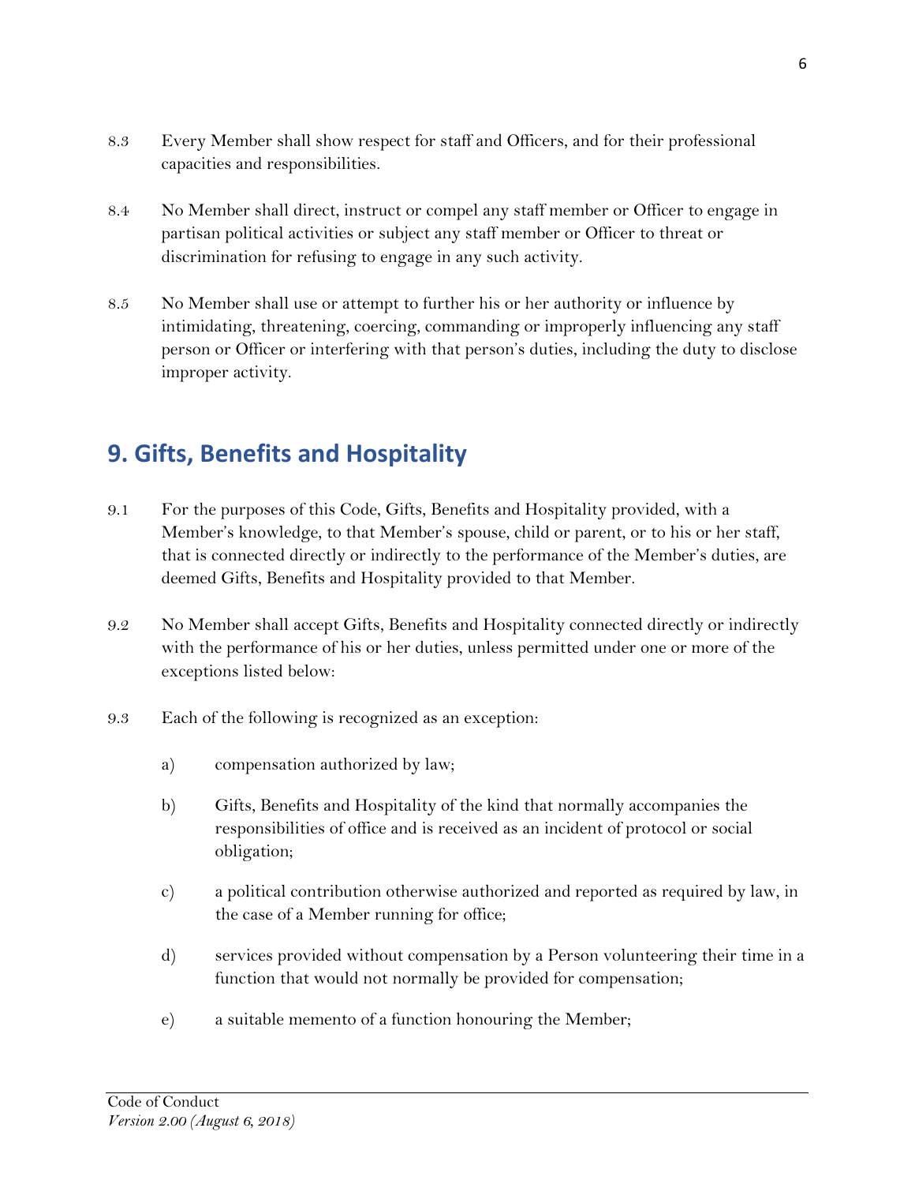8.3 Every Member shall show respect for staff and Officers, and for their professional capacities and responsibilities.

8.4 No Member shall direct, instruct or compel any staff member or Officer to engage in partisan political activities or subject any staff member or Officer to threat or discrimination for refusing to engage in any such activity.

8.5 No Member shall use or attempt to further his or her authority or influence by intimidating, threatening, coercing, commanding or improperly influencing any staff person or Officer or interfering with that person's duties, including the duty to disclose improper activity.

## 9. Gifts, Benefits and Hospitality

9.1 For the purposes of this Code, Gifts, Benefits and Hospitality provided, with a Member's knowledge, to that Member's spouse, child or parent, or to his or her staff, that is connected directly or indirectly to the performance of the Member's duties, are deemed Gifts, Benefits and Hospitality provided to that Member.

9.2 No Member shall accept Gifts, Benefits and Hospitality connected directly or indirectly with the performance of his or her duties, unless permitted under one or more of the exceptions listed below:

9.3 Each of the following is recognized as an exception:

a) compensation authorized by law;

b) Gifts, Benefits and Hospitality of the kind that normally accompanies the responsibilities of office and is received as an incident of protocol or social obligation;

c) a political contribution otherwise authorized and reported as required by law, in the case of a Member running for office;

d) services provided without compensation by a Person volunteering their time in a function that would not normally be provided for compensation;

e) a suitable memento of a function honouring the Member;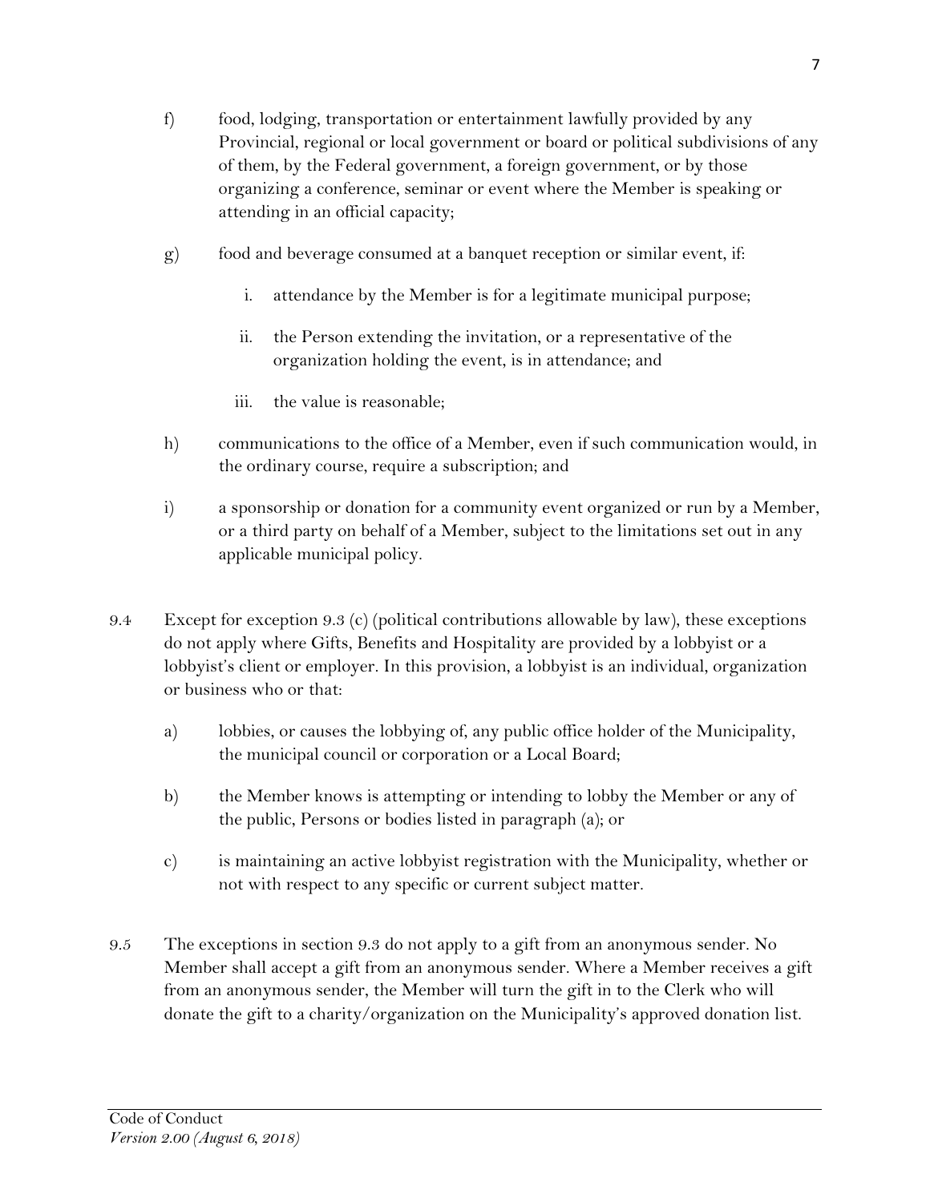f) food, lodging, transportation or entertainment lawfully provided by any Provincial, regional or local government or board or political subdivisions of any of them, by the Federal government, a foreign government, or by those organizing a conference, seminar or event where the Member is speaking or attending in an official capacity;

g) food and beverage consumed at a banquet reception or similar event, if:

   i. attendance by the Member is for a legitimate municipal purpose;

   ii. the Person extending the invitation, or a representative of the organization holding the event, is in attendance; and

   iii. the value is reasonable;

h) communications to the office of a Member, even if such communication would, in the ordinary course, require a subscription; and

i) a sponsorship or donation for a community event organized or run by a Member, or a third party on behalf of a Member, subject to the limitations set out in any applicable municipal policy.

9.4 Except for exception 9.3 (c) (political contributions allowable by law), these exceptions do not apply where Gifts, Benefits and Hospitality are provided by a lobbyist or a lobbyist's client or employer. In this provision, a lobbyist is an individual, organization or business who or that:

a) lobbies, or causes the lobbying of, any public office holder of the Municipality, the municipal council or corporation or a Local Board;

b) the Member knows is attempting or intending to lobby the Member or any of the public, Persons or bodies listed in paragraph (a); or

c) is maintaining an active lobbyist registration with the Municipality, whether or not with respect to any specific or current subject matter.

9.5 The exceptions in section 9.3 do not apply to a gift from an anonymous sender. No Member shall accept a gift from an anonymous sender. Where a Member receives a gift from an anonymous sender, the Member will turn the gift in to the Clerk who will donate the gift to a charity/organization on the Municipality's approved donation list.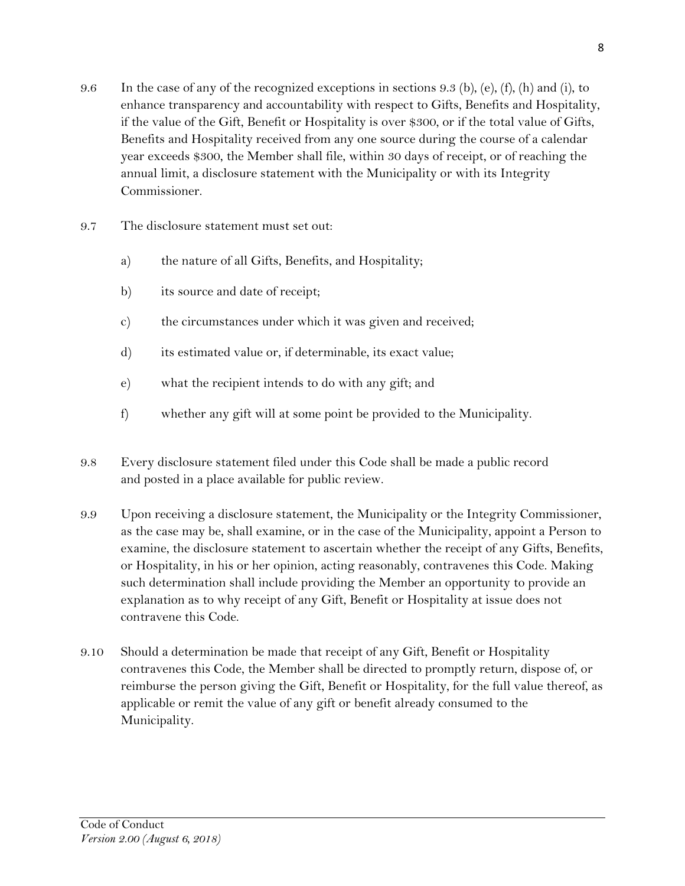9.6 In the case of any of the recognized exceptions in sections 9.3 (b), (e), (f), (h) and (i), to enhance transparency and accountability with respect to Gifts, Benefits and Hospitality, if the value of the Gift, Benefit or Hospitality is over $300, or if the total value of Gifts, Benefits and Hospitality received from any one source during the course of a calendar year exceeds $300, the Member shall file, within 30 days of receipt, or of reaching the annual limit, a disclosure statement with the Municipality or with its Integrity Commissioner.

9.7 The disclosure statement must set out:

a) the nature of all Gifts, Benefits, and Hospitality;

b) its source and date of receipt;

c) the circumstances under which it was given and received;

d) its estimated value or, if determinable, its exact value;

e) what the recipient intends to do with any gift; and

f) whether any gift will at some point be provided to the Municipality.

9.8 Every disclosure statement filed under this Code shall be made a public record and posted in a place available for public review.

9.9 Upon receiving a disclosure statement, the Municipality or the Integrity Commissioner, as the case may be, shall examine, or in the case of the Municipality, appoint a Person to examine, the disclosure statement to ascertain whether the receipt of any Gifts, Benefits, or Hospitality, in his or her opinion, acting reasonably, contravenes this Code. Making such determination shall include providing the Member an opportunity to provide an explanation as to why receipt of any Gift, Benefit or Hospitality at issue does not contravene this Code.

9.10 Should a determination be made that receipt of any Gift, Benefit or Hospitality contravenes this Code, the Member shall be directed to promptly return, dispose of, or reimburse the person giving the Gift, Benefit or Hospitality, for the full value thereof, as applicable or remit the value of any gift or benefit already consumed to the Municipality.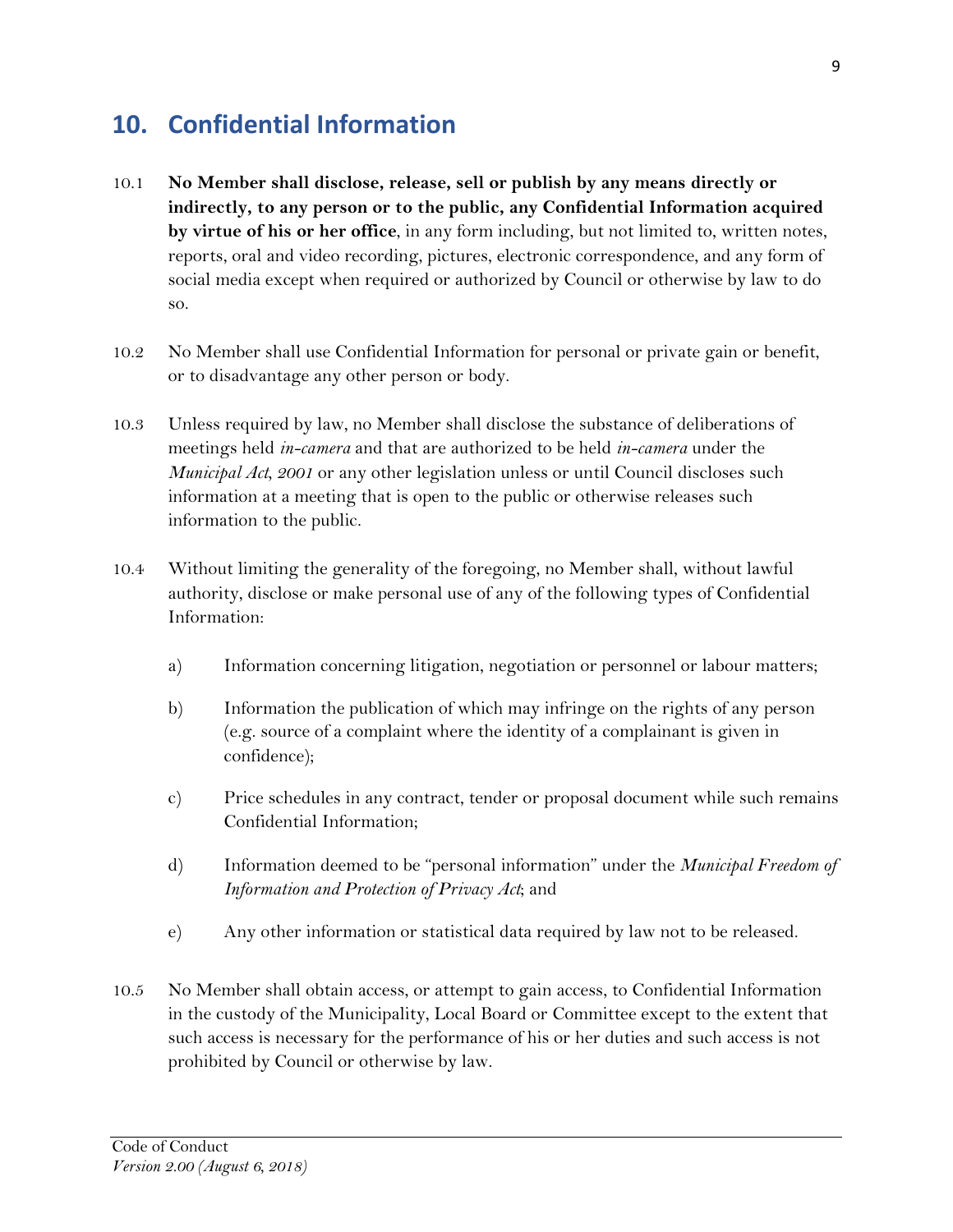## 10. Confidential Information

10.1 **No Member shall disclose, release, sell or publish by any means directly or indirectly, to any person or to the public, any Confidential Information acquired by virtue of his or her office**, in any form including, but not limited to, written notes, reports, oral and video recording, pictures, electronic correspondence, and any form of social media except when required or authorized by Council or otherwise by law to do so.

10.2 No Member shall use Confidential Information for personal or private gain or benefit, or to disadvantage any other person or body.

10.3 Unless required by law, no Member shall disclose the substance of deliberations of meetings held *in-camera* and that are authorized to be held *in-camera* under the *Municipal Act, 2001* or any other legislation unless or until Council discloses such information at a meeting that is open to the public or otherwise releases such information to the public.

10.4 Without limiting the generality of the foregoing, no Member shall, without lawful authority, disclose or make personal use of any of the following types of Confidential Information:

a) Information concerning litigation, negotiation or personnel or labour matters;

b) Information the publication of which may infringe on the rights of any person (e.g. source of a complaint where the identity of a complainant is given in confidence);

c) Price schedules in any contract, tender or proposal document while such remains Confidential Information;

d) Information deemed to be "personal information" under the *Municipal Freedom of Information and Protection of Privacy Act*; and

e) Any other information or statistical data required by law not to be released.

10.5 No Member shall obtain access, or attempt to gain access, to Confidential Information in the custody of the Municipality, Local Board or Committee except to the extent that such access is necessary for the performance of his or her duties and such access is not prohibited by Council or otherwise by law.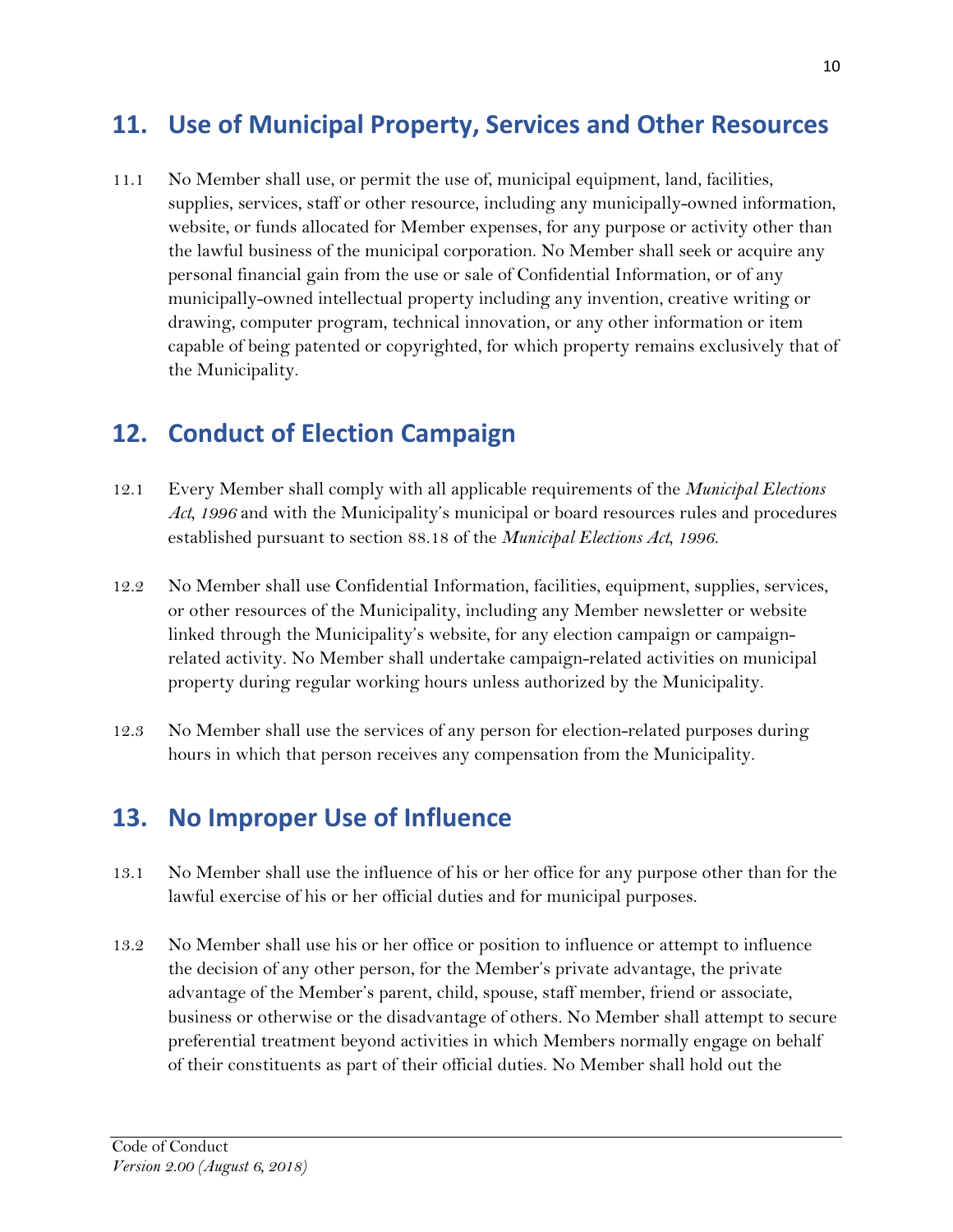## 11. Use of Municipal Property, Services and Other Resources

11.1 No Member shall use, or permit the use of, municipal equipment, land, facilities, supplies, services, staff or other resource, including any municipally-owned information, website, or funds allocated for Member expenses, for any purpose or activity other than the lawful business of the municipal corporation. No Member shall seek or acquire any personal financial gain from the use or sale of Confidential Information, or of any municipally-owned intellectual property including any invention, creative writing or drawing, computer program, technical innovation, or any other information or item capable of being patented or copyrighted, for which property remains exclusively that of the Municipality.

## 12. Conduct of Election Campaign

12.1 Every Member shall comply with all applicable requirements of the *Municipal Elections Act, 1996* and with the Municipality's municipal or board resources rules and procedures established pursuant to section 88.18 of the *Municipal Elections Act, 1996*.

12.2 No Member shall use Confidential Information, facilities, equipment, supplies, services, or other resources of the Municipality, including any Member newsletter or website linked through the Municipality's website, for any election campaign or campaign-related activity. No Member shall undertake campaign-related activities on municipal property during regular working hours unless authorized by the Municipality.

12.3 No Member shall use the services of any person for election-related purposes during hours in which that person receives any compensation from the Municipality.

## 13. No Improper Use of Influence

13.1 No Member shall use the influence of his or her office for any purpose other than for the lawful exercise of his or her official duties and for municipal purposes.

13.2 No Member shall use his or her office or position to influence or attempt to influence the decision of any other person, for the Member's private advantage, the private advantage of the Member's parent, child, spouse, staff member, friend or associate, business or otherwise or the disadvantage of others. No Member shall attempt to secure preferential treatment beyond activities in which Members normally engage on behalf of their constituents as part of their official duties. No Member shall hold out the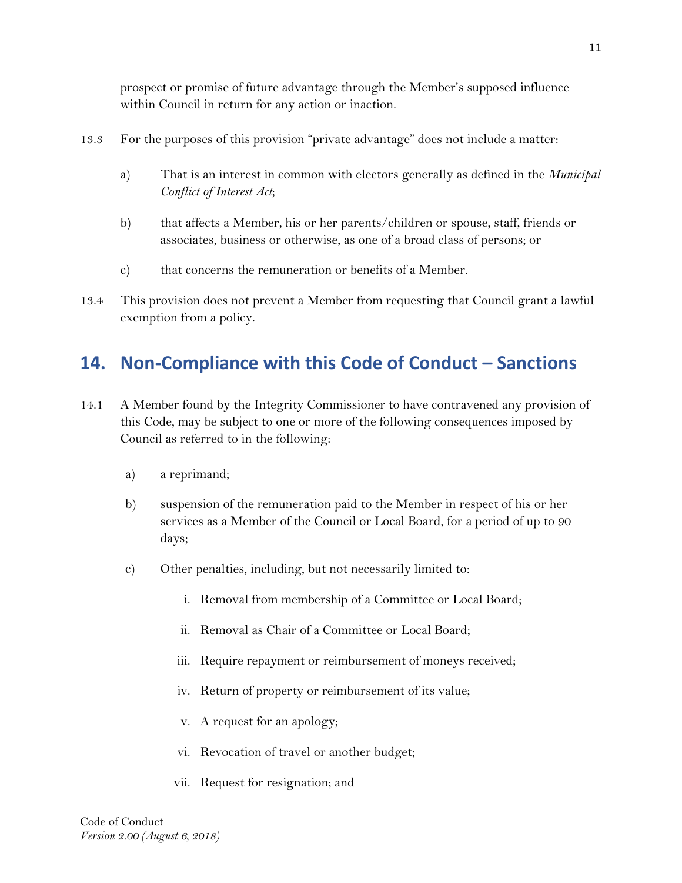prospect or promise of future advantage through the Member's supposed influence within Council in return for any action or inaction.

13.3 For the purposes of this provision "private advantage" does not include a matter:

a) That is an interest in common with electors generally as defined in the *Municipal Conflict of Interest Act*;

b) that affects a Member, his or her parents/children or spouse, staff, friends or associates, business or otherwise, as one of a broad class of persons; or

c) that concerns the remuneration or benefits of a Member.

13.4 This provision does not prevent a Member from requesting that Council grant a lawful exemption from a policy.

## 14. Non-Compliance with this Code of Conduct – Sanctions

14.1 A Member found by the Integrity Commissioner to have contravened any provision of this Code, may be subject to one or more of the following consequences imposed by Council as referred to in the following:

a) a reprimand;

b) suspension of the remuneration paid to the Member in respect of his or her services as a Member of the Council or Local Board, for a period of up to 90 days;

c) Other penalties, including, but not necessarily limited to:

   i. Removal from membership of a Committee or Local Board;

   ii. Removal as Chair of a Committee or Local Board;

   iii. Require repayment or reimbursement of moneys received;

   iv. Return of property or reimbursement of its value;

   v. A request for an apology;

   vi. Revocation of travel or another budget;

   vii. Request for resignation; and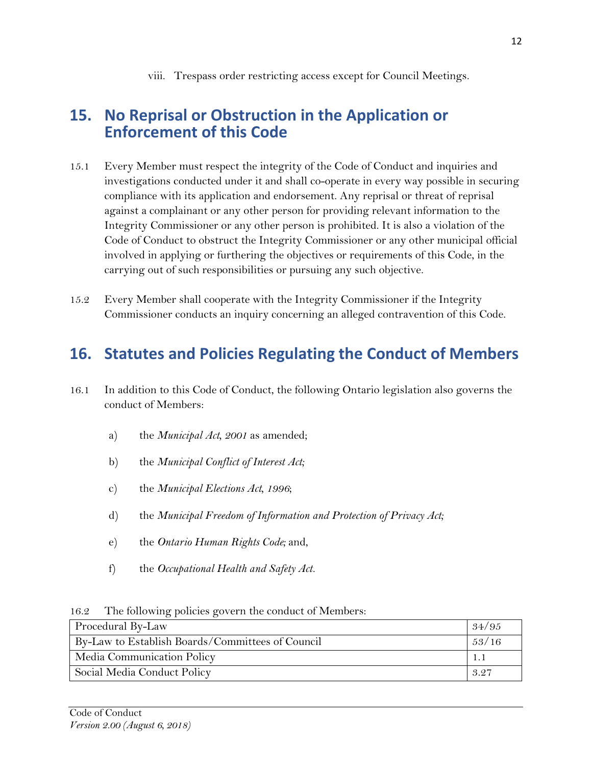viii. Trespass order restricting access except for Council Meetings.

## 15. No Reprisal or Obstruction in the Application or Enforcement of this Code

15.1 Every Member must respect the integrity of the Code of Conduct and inquiries and investigations conducted under it and shall co-operate in every way possible in securing compliance with its application and endorsement. Any reprisal or threat of reprisal against a complainant or any other person for providing relevant information to the Integrity Commissioner or any other person is prohibited. It is also a violation of the Code of Conduct to obstruct the Integrity Commissioner or any other municipal official involved in applying or furthering the objectives or requirements of this Code, in the carrying out of such responsibilities or pursuing any such objective.

15.2 Every Member shall cooperate with the Integrity Commissioner if the Integrity Commissioner conducts an inquiry concerning an alleged contravention of this Code.

## 16. Statutes and Policies Regulating the Conduct of Members

16.1 In addition to this Code of Conduct, the following Ontario legislation also governs the conduct of Members:

a) the *Municipal Act, 2001* as amended;

b) the *Municipal Conflict of Interest Act;*

c) the *Municipal Elections Act, 1996*;

d) the *Municipal Freedom of Information and Protection of Privacy Act;*

e) the *Ontario Human Rights Code;* and,

f) the *Occupational Health and Safety Act.*

16.2 The following policies govern the conduct of Members:

| Policy | No. |
|---|---|
| Procedural By-Law | 34/95 |
| By-Law to Establish Boards/Committees of Council | 53/16 |
| Media Communication Policy | 1.1 |
| Social Media Conduct Policy | 3.27 |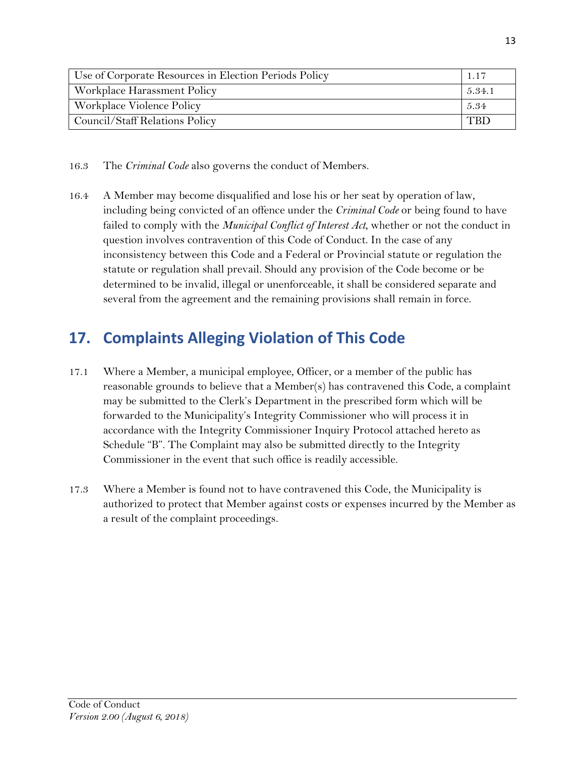| Use of Corporate Resources in Election Periods Policy | 1.17 |
| --- | --- |
| Workplace Harassment Policy | 5.34.1 |
| Workplace Violence Policy | 5.34 |
| Council/Staff Relations Policy | TBD |

16.3 The *Criminal Code* also governs the conduct of Members.

16.4 A Member may become disqualified and lose his or her seat by operation of law, including being convicted of an offence under the *Criminal Code* or being found to have failed to comply with the *Municipal Conflict of Interest Act*, whether or not the conduct in question involves contravention of this Code of Conduct. In the case of any inconsistency between this Code and a Federal or Provincial statute or regulation the statute or regulation shall prevail. Should any provision of the Code become or be determined to be invalid, illegal or unenforceable, it shall be considered separate and several from the agreement and the remaining provisions shall remain in force.

## 17. Complaints Alleging Violation of This Code

17.1 Where a Member, a municipal employee, Officer, or a member of the public has reasonable grounds to believe that a Member(s) has contravened this Code, a complaint may be submitted to the Clerk's Department in the prescribed form which will be forwarded to the Municipality's Integrity Commissioner who will process it in accordance with the Integrity Commissioner Inquiry Protocol attached hereto as Schedule "B". The Complaint may also be submitted directly to the Integrity Commissioner in the event that such office is readily accessible.

17.3 Where a Member is found not to have contravened this Code, the Municipality is authorized to protect that Member against costs or expenses incurred by the Member as a result of the complaint proceedings.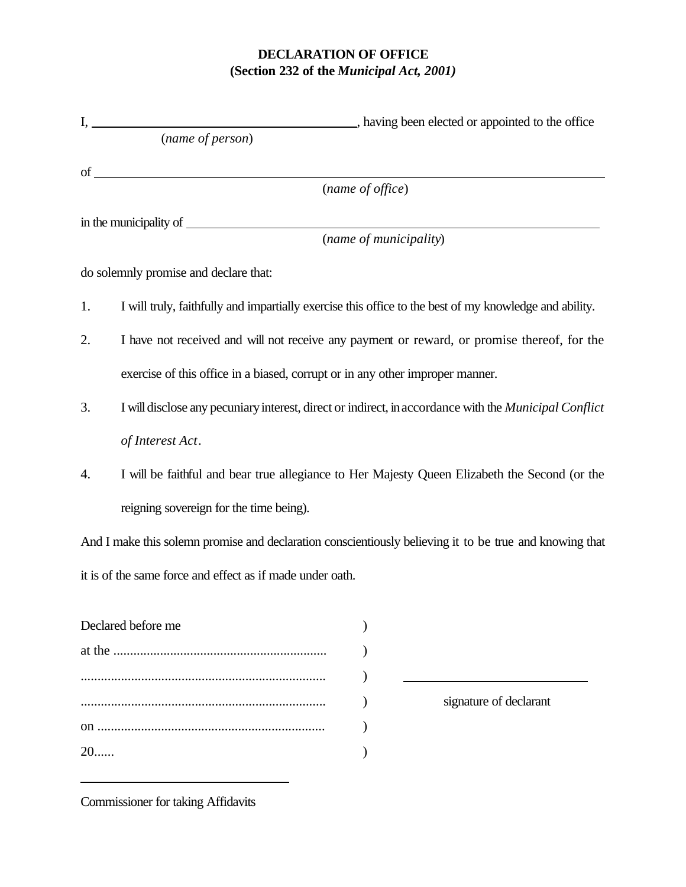**DECLARATION OF OFFICE**
**(Section 232 of the *Municipal Act, 2001*)**

I, \_\_\_\_\_\_\_\_\_\_\_\_\_\_\_\_\_\_\_\_\_\_\_\_\_\_\_\_\_\_\_\_\_\_\_\_\_\_\_\_, having been elected or appointed to the office
(*name of person*)

of \_\_\_\_\_\_\_\_\_\_\_\_\_\_\_\_\_\_\_\_\_\_\_\_\_\_\_\_\_\_\_\_\_\_\_\_\_\_\_\_\_\_\_\_\_\_\_\_\_\_\_\_\_\_\_\_\_\_\_\_\_\_\_\_\_\_\_\_\_\_\_\_\_\_\_\_\_\_
(*name of office*)

in the municipality of \_\_\_\_\_\_\_\_\_\_\_\_\_\_\_\_\_\_\_\_\_\_\_\_\_\_\_\_\_\_\_\_\_\_\_\_\_\_\_\_\_\_\_\_\_\_\_\_\_\_\_\_\_\_\_\_\_\_\_\_
(*name of municipality*)

do solemnly promise and declare that:

1. I will truly, faithfully and impartially exercise this office to the best of my knowledge and ability.
2. I have not received and will not receive any payment or reward, or promise thereof, for the exercise of this office in a biased, corrupt or in any other improper manner.
3. I will disclose any pecuniary interest, direct or indirect, in accordance with the *Municipal Conflict of Interest Act*.
4. I will be faithful and bear true allegiance to Her Majesty Queen Elizabeth the Second (or the reigning sovereign for the time being).

And I make this solemn promise and declaration conscientiously believing it to be true and knowing that it is of the same force and effect as if made under oath.

Declared before me )
at the ................................................................ )
......................................................................... ) \_\_\_\_\_\_\_\_\_\_\_\_\_\_\_\_\_\_\_\_\_\_\_\_\_\_\_\_\_\_
......................................................................... ) signature of declarant
on .................................................................... )
20...... )

\_\_\_\_\_\_\_\_\_\_\_\_\_\_\_\_\_\_\_\_\_\_\_\_\_\_\_\_\_\_\_\_\_\_

Commissioner for taking Affidavits